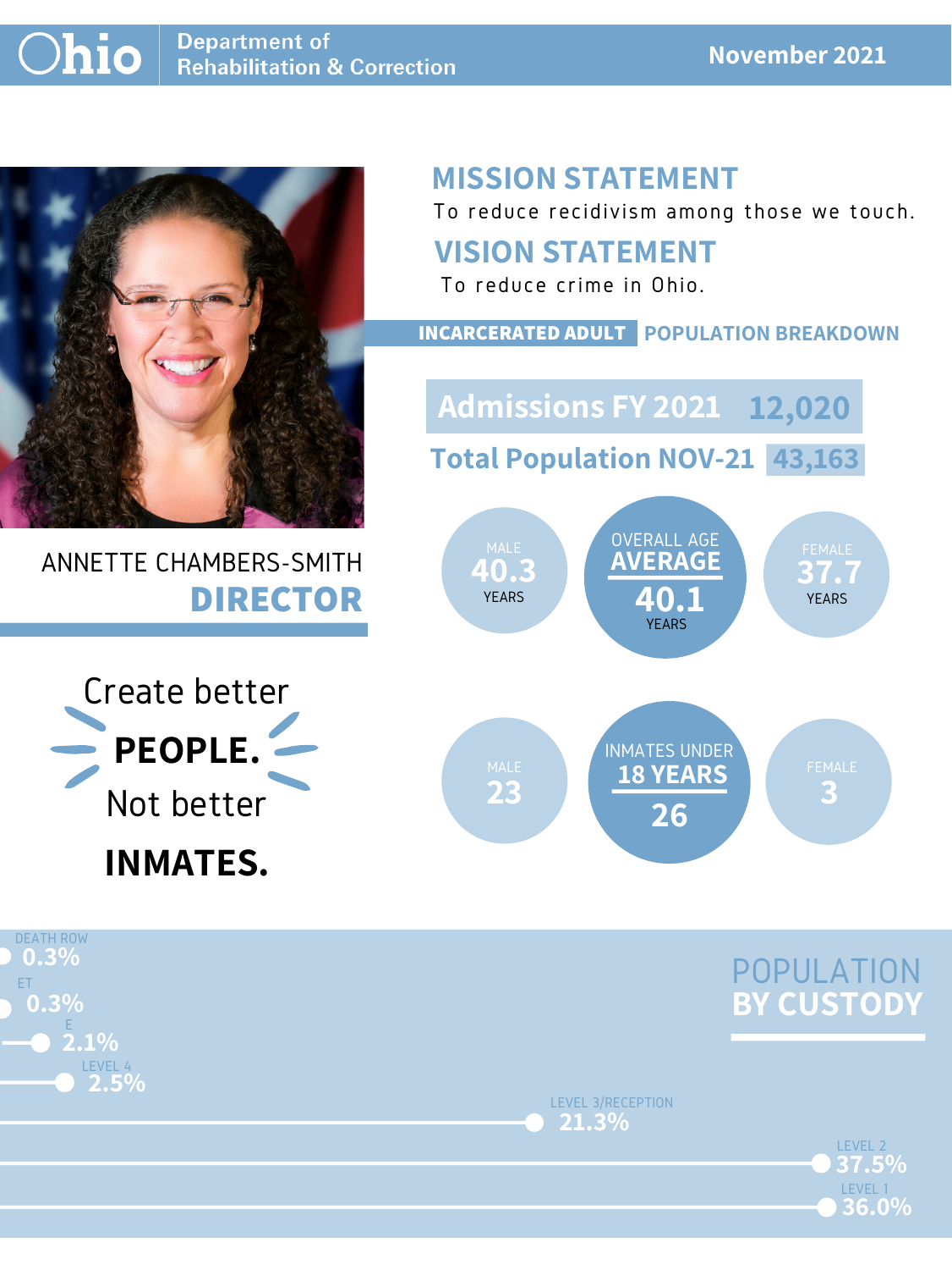# Ohio Department of Rehabilitation & Correction

**November 2021**

ANNETTE CHAMBERS-SMITH
**DIRECTOR**

Create better
**PEOPLE.**
Not better
**INMATES.**

## MISSION STATEMENT

To reduce recidivism among those we touch.

## VISION STATEMENT

To reduce crime in Ohio.

## INCARCERATED ADULT POPULATION BREAKDOWN

**Admissions FY 2021** 12,020

**Total Population NOV-21** 43,163

| MALE | OVERALL AGE AVERAGE | FEMALE |
|---|---|---|
| 40.3 YEARS | 40.1 YEARS | 37.7 YEARS |

| MALE | INMATES UNDER 18 YEARS | FEMALE |
|---|---|---|
| 23 | 26 | 3 |

## POPULATION BY CUSTODY

| Custody | Percentage |
|---|---|
| DEATH ROW | 0.3% |
| ET | 0.3% |
| E | 2.1% |
| LEVEL 4 | 2.5% |
| LEVEL 3/RECEPTION | 21.3% |
| LEVEL 2 | 37.5% |
| LEVEL 1 | 36.0% |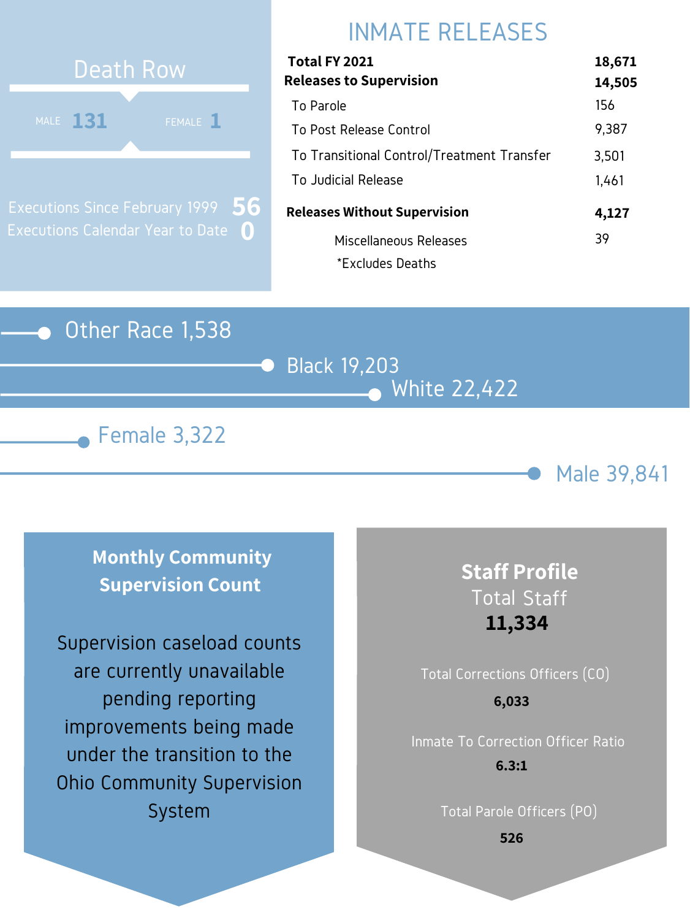## Death Row

MALE **131** FEMALE **1**

Executions Since February 1999 **56**

Executions Calendar Year to Date **0**

## INMATE RELEASES

| | |
|---|---|
| **Total FY 2021** | **18,671** |
| **Releases to Supervision** | **14,505** |
| To Parole | 156 |
| To Post Release Control | 9,387 |
| To Transitional Control/Treatment Transfer | 3,501 |
| To Judicial Release | 1,461 |
| **Releases Without Supervision** | **4,127** |
| Miscellaneous Releases | 39 |

*Excludes Deaths

Other Race 1,538

Black 19,203

White 22,422

Female 3,322

Male 39,841

### Monthly Community Supervision Count

Supervision caseload counts are currently unavailable pending reporting improvements being made under the transition to the Ohio Community Supervision System

### Staff Profile

Total Staff

**11,334**

Total Corrections Officers (CO)

**6,033**

Inmate To Correction Officer Ratio

**6.3:1**

Total Parole Officers (PO)

**526**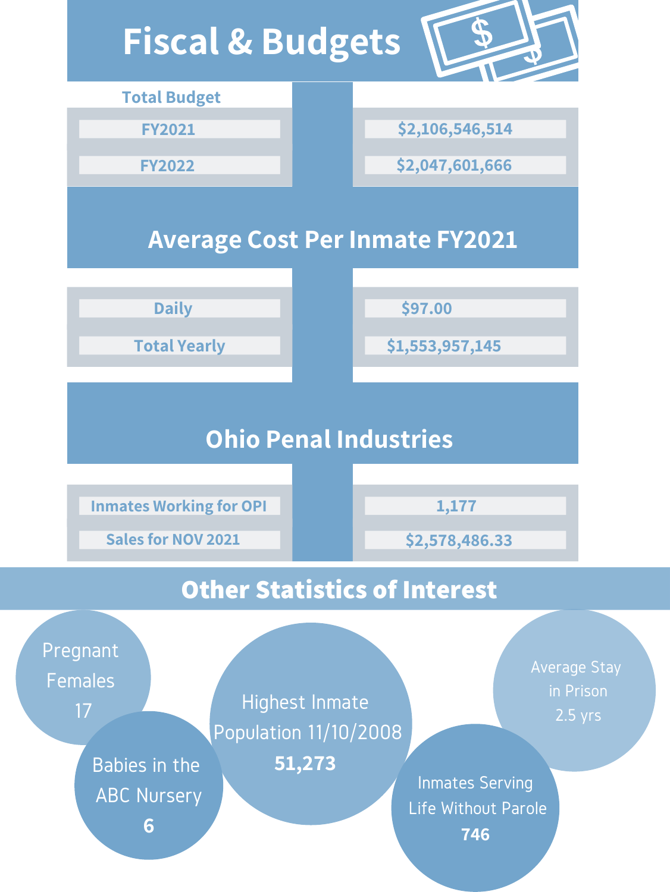# Fiscal & Budgets

## Total Budget

| | |
|---|---|
| FY2021 | $2,106,546,514 |
| FY2022 | $2,047,601,666 |

## Average Cost Per Inmate FY2021

| | |
|---|---|
| Daily | $97.00 |
| Total Yearly | $1,553,957,145 |

## Ohio Penal Industries

| | |
|---|---|
| Inmates Working for OPI | 1,177 |
| Sales for NOV 2021 | $2,578,486.33 |

## Other Statistics of Interest

Pregnant Females 17

Babies in the ABC Nursery **6**

Highest Inmate Population 11/10/2008 **51,273**

Inmates Serving Life Without Parole **746**

Average Stay in Prison 2.5 yrs